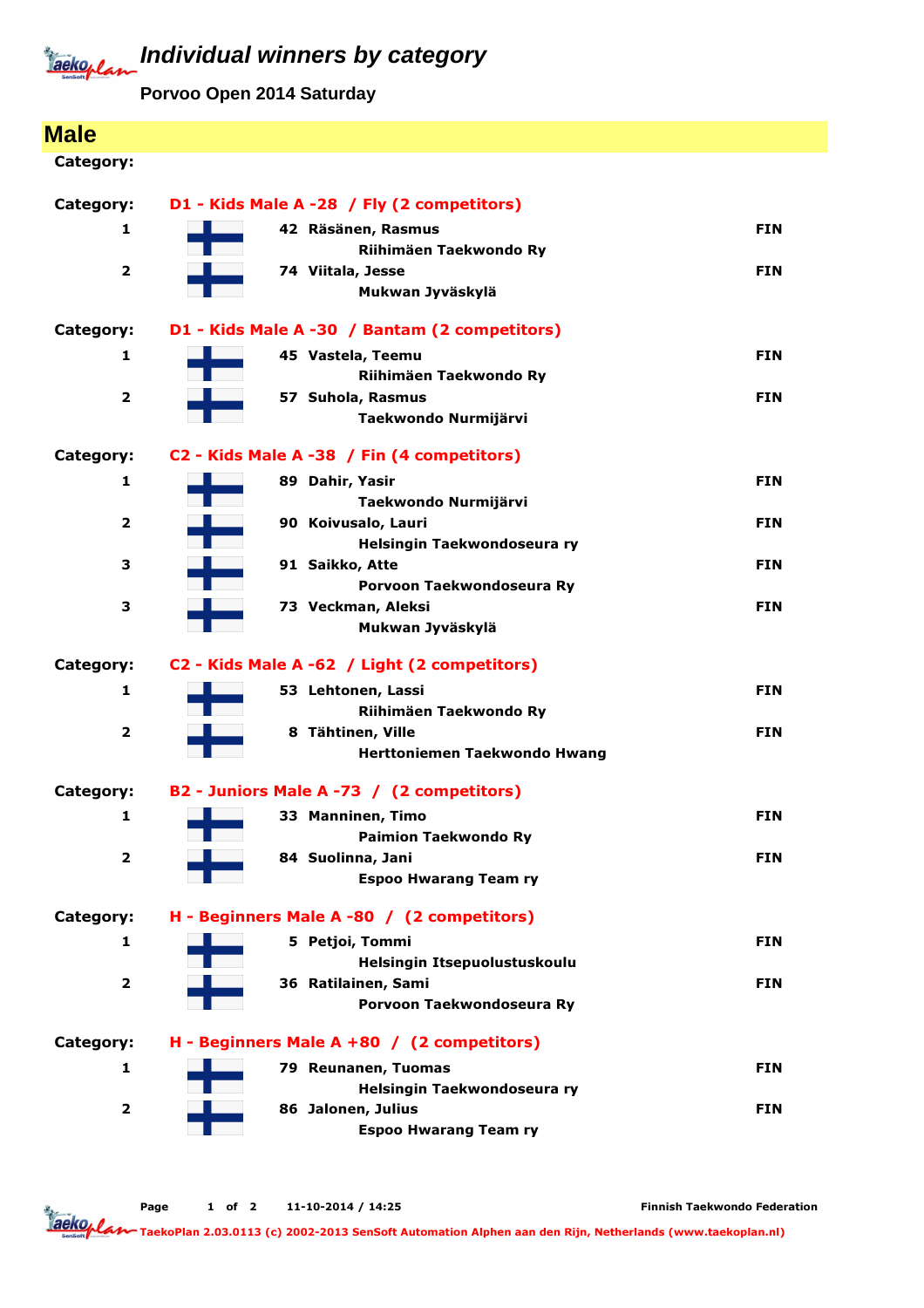# Individual winners by category

**Porvoo Open 2014 Saturday**

## Male

Category:

### Category: D1 - Kids Male A -28 / Fly (2 competitors)

| Place | No. | Name / Club | Country |
|---|---|---|---|
| 1 | 42 | Räsänen, Rasmus<br>Riihimäen Taekwondo Ry | FIN |
| 2 | 74 | Viitala, Jesse<br>Mukwan Jyväskylä | FIN |

### Category: D1 - Kids Male A -30 / Bantam (2 competitors)

| Place | No. | Name / Club | Country |
|---|---|---|---|
| 1 | 45 | Vastela, Teemu<br>Riihimäen Taekwondo Ry | FIN |
| 2 | 57 | Suhola, Rasmus<br>Taekwondo Nurmijärvi | FIN |

### Category: C2 - Kids Male A -38 / Fin (4 competitors)

| Place | No. | Name / Club | Country |
|---|---|---|---|
| 1 | 89 | Dahir, Yasir<br>Taekwondo Nurmijärvi | FIN |
| 2 | 90 | Koivusalo, Lauri<br>Helsingin Taekwondoseura ry | FIN |
| 3 | 91 | Saikko, Atte<br>Porvoon Taekwondoseura Ry | FIN |
| 3 | 73 | Veckman, Aleksi<br>Mukwan Jyväskylä | FIN |

### Category: C2 - Kids Male A -62 / Light (2 competitors)

| Place | No. | Name / Club | Country |
|---|---|---|---|
| 1 | 53 | Lehtonen, Lassi<br>Riihimäen Taekwondo Ry | FIN |
| 2 | 8 | Tähtinen, Ville<br>Herttoniemen Taekwondo Hwang | FIN |

### Category: B2 - Juniors Male A -73 / (2 competitors)

| Place | No. | Name / Club | Country |
|---|---|---|---|
| 1 | 33 | Manninen, Timo<br>Paimion Taekwondo Ry | FIN |
| 2 | 84 | Suolinna, Jani<br>Espoo Hwarang Team ry | FIN |

### Category: H - Beginners Male A -80 / (2 competitors)

| Place | No. | Name / Club | Country |
|---|---|---|---|
| 1 | 5 | Petjoi, Tommi<br>Helsingin Itsepuolustuskoulu | FIN |
| 2 | 36 | Ratilainen, Sami<br>Porvoon Taekwondoseura Ry | FIN |

### Category: H - Beginners Male A +80 / (2 competitors)

| Place | No. | Name / Club | Country |
|---|---|---|---|
| 1 | 79 | Reunanen, Tuomas<br>Helsingin Taekwondoseura ry | FIN |
| 2 | 86 | Jalonen, Julius<br>Espoo Hwarang Team ry | FIN |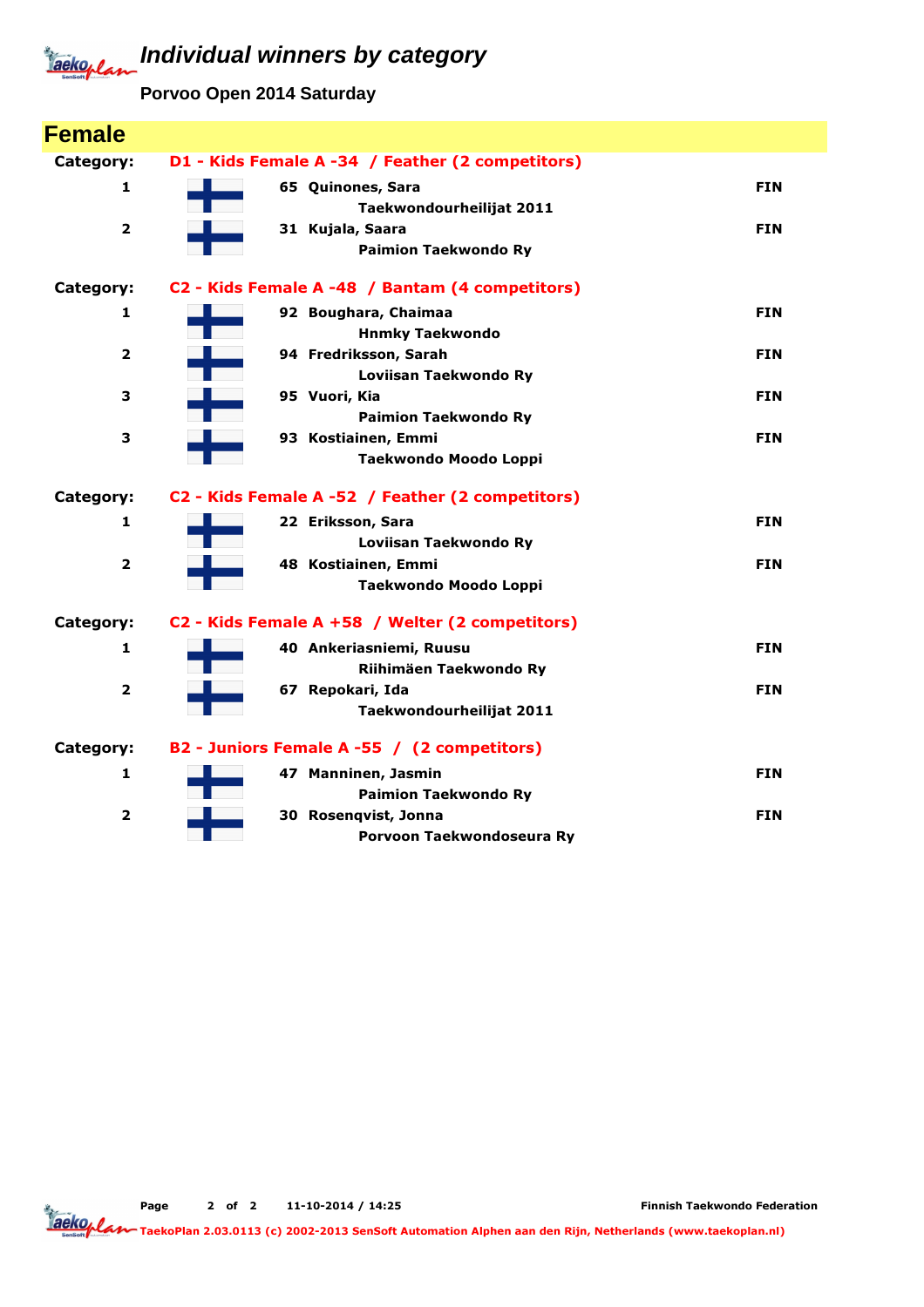# Individual winners by category

**Porvoo Open 2014 Saturday**

## Female

**Category: D1 - Kids Female A -34 / Feather (2 competitors)**

| Place | No. | Name / Club | Country |
|---|---|---|---|
| 1 | 65 | Quinones, Sara<br>Taekwondourheilijat 2011 | FIN |
| 2 | 31 | Kujala, Saara<br>Paimion Taekwondo Ry | FIN |

**Category: C2 - Kids Female A -48 / Bantam (4 competitors)**

| Place | No. | Name / Club | Country |
|---|---|---|---|
| 1 | 92 | Boughara, Chaimaa<br>Hnmky Taekwondo | FIN |
| 2 | 94 | Fredriksson, Sarah<br>Loviisan Taekwondo Ry | FIN |
| 3 | 95 | Vuori, Kia<br>Paimion Taekwondo Ry | FIN |
| 3 | 93 | Kostiainen, Emmi<br>Taekwondo Moodo Loppi | FIN |

**Category: C2 - Kids Female A -52 / Feather (2 competitors)**

| Place | No. | Name / Club | Country |
|---|---|---|---|
| 1 | 22 | Eriksson, Sara<br>Loviisan Taekwondo Ry | FIN |
| 2 | 48 | Kostiainen, Emmi<br>Taekwondo Moodo Loppi | FIN |

**Category: C2 - Kids Female A +58 / Welter (2 competitors)**

| Place | No. | Name / Club | Country |
|---|---|---|---|
| 1 | 40 | Ankeriasniemi, Ruusu<br>Riihimäen Taekwondo Ry | FIN |
| 2 | 67 | Repokari, Ida<br>Taekwondourheilijat 2011 | FIN |

**Category: B2 - Juniors Female A -55 / (2 competitors)**

| Place | No. | Name / Club | Country |
|---|---|---|---|
| 1 | 47 | Manninen, Jasmin<br>Paimion Taekwondo Ry | FIN |
| 2 | 30 | Rosenqvist, Jonna<br>Porvoon Taekwondoseura Ry | FIN |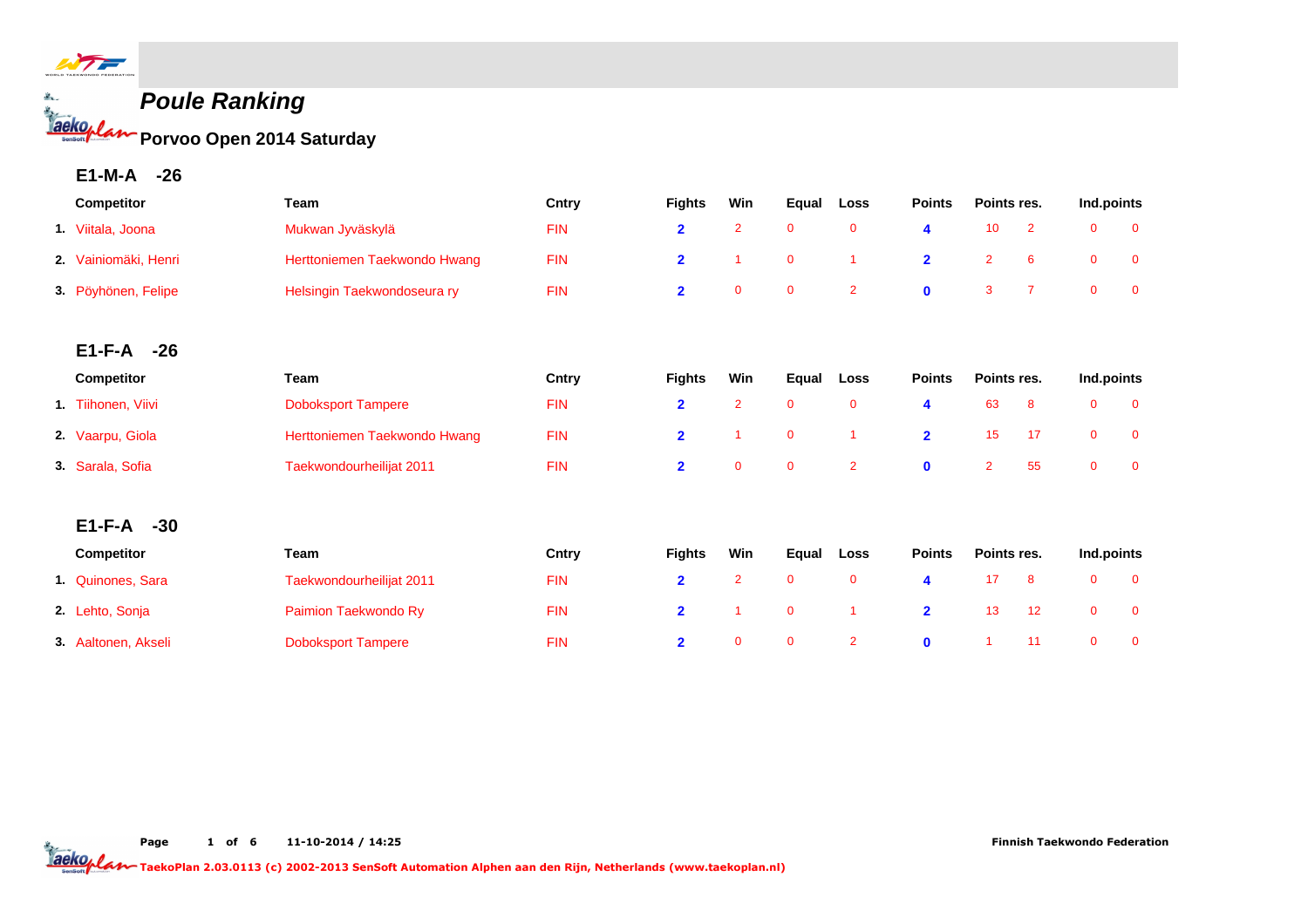# Poule Ranking

## Porvoo Open 2014 Saturday

### E1-M-A -26

| | Competitor | Team | Cntry | Fights | Win | Equal | Loss | Points | Points res. | | Ind.points | |
|---|---|---|---|---|---|---|---|---|---|---|---|---|
| 1. | Viitala, Joona | Mukwan Jyväskylä | FIN | 2 | 2 | 0 | 0 | 4 | 10 | 2 | 0 | 0 |
| 2. | Vainiomäki, Henri | Herttoniemen Taekwondo Hwang | FIN | 2 | 1 | 0 | 1 | 2 | 2 | 6 | 0 | 0 |
| 3. | Pöyhönen, Felipe | Helsingin Taekwondoseura ry | FIN | 2 | 0 | 0 | 2 | 0 | 3 | 7 | 0 | 0 |

### E1-F-A -26

| | Competitor | Team | Cntry | Fights | Win | Equal | Loss | Points | Points res. | | Ind.points | |
|---|---|---|---|---|---|---|---|---|---|---|---|---|
| 1. | Tiihonen, Viivi | Doboksport Tampere | FIN | 2 | 2 | 0 | 0 | 4 | 63 | 8 | 0 | 0 |
| 2. | Vaarpu, Giola | Herttoniemen Taekwondo Hwang | FIN | 2 | 1 | 0 | 1 | 2 | 15 | 17 | 0 | 0 |
| 3. | Sarala, Sofia | Taekwondourheilijat 2011 | FIN | 2 | 0 | 0 | 2 | 0 | 2 | 55 | 0 | 0 |

### E1-F-A -30

| | Competitor | Team | Cntry | Fights | Win | Equal | Loss | Points | Points res. | | Ind.points | |
|---|---|---|---|---|---|---|---|---|---|---|---|---|
| 1. | Quinones, Sara | Taekwondourheilijat 2011 | FIN | 2 | 2 | 0 | 0 | 4 | 17 | 8 | 0 | 0 |
| 2. | Lehto, Sonja | Paimion Taekwondo Ry | FIN | 2 | 1 | 0 | 1 | 2 | 13 | 12 | 0 | 0 |
| 3. | Aaltonen, Akseli | Doboksport Tampere | FIN | 2 | 0 | 0 | 2 | 0 | 1 | 11 | 0 | 0 |

11-10-2014 / 14:25 Finnish Taekwondo Federation

TaekoPlan 2.03.0113 (c) 2002-2013 SenSoft Automation Alphen aan den Rijn, Netherlands (www.taekoplan.nl)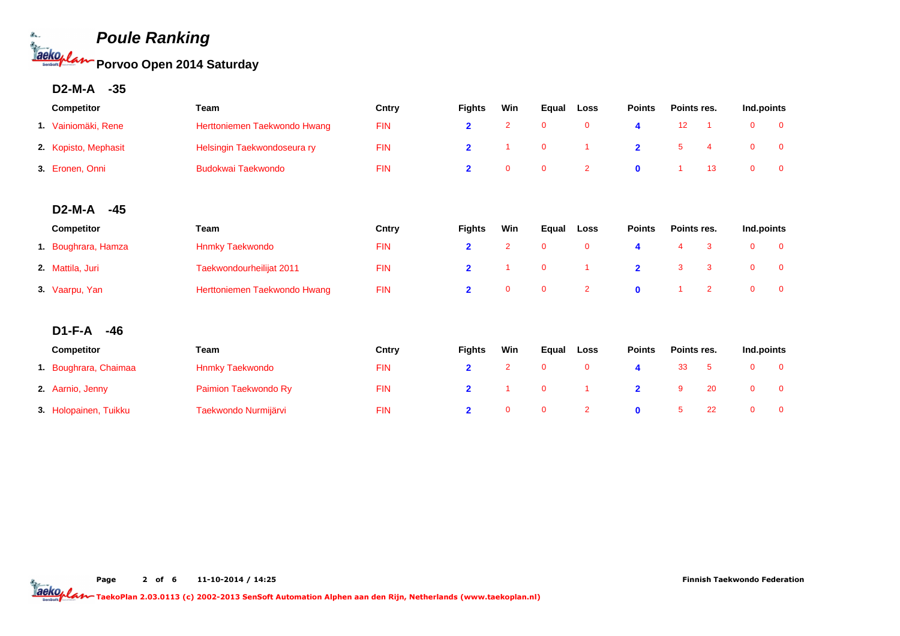# Poule Ranking

## Porvoo Open 2014 Saturday

### D2-M-A -35

| | Competitor | Team | Cntry | Fights | Win | Equal | Loss | Points | Points res. | | Ind.points | |
|---|---|---|---|---|---|---|---|---|---|---|---|---|
| 1. | Vainiomäki, Rene | Herttoniemen Taekwondo Hwang | FIN | 2 | 2 | 0 | 0 | 4 | 12 | 1 | 0 | 0 |
| 2. | Kopisto, Mephasit | Helsingin Taekwondoseura ry | FIN | 2 | 1 | 0 | 1 | 2 | 5 | 4 | 0 | 0 |
| 3. | Eronen, Onni | Budokwai Taekwondo | FIN | 2 | 0 | 0 | 2 | 0 | 1 | 13 | 0 | 0 |

### D2-M-A -45

| | Competitor | Team | Cntry | Fights | Win | Equal | Loss | Points | Points res. | | Ind.points | |
|---|---|---|---|---|---|---|---|---|---|---|---|---|
| 1. | Boughrara, Hamza | Hnmky Taekwondo | FIN | 2 | 2 | 0 | 0 | 4 | 4 | 3 | 0 | 0 |
| 2. | Mattila, Juri | Taekwondourheilijat 2011 | FIN | 2 | 1 | 0 | 1 | 2 | 3 | 3 | 0 | 0 |
| 3. | Vaarpu, Yan | Herttoniemen Taekwondo Hwang | FIN | 2 | 0 | 0 | 2 | 0 | 1 | 2 | 0 | 0 |

### D1-F-A -46

| | Competitor | Team | Cntry | Fights | Win | Equal | Loss | Points | Points res. | | Ind.points | |
|---|---|---|---|---|---|---|---|---|---|---|---|---|
| 1. | Boughrara, Chaimaa | Hnmky Taekwondo | FIN | 2 | 2 | 0 | 0 | 4 | 33 | 5 | 0 | 0 |
| 2. | Aarnio, Jenny | Paimion Taekwondo Ry | FIN | 2 | 1 | 0 | 1 | 2 | 9 | 20 | 0 | 0 |
| 3. | Holopainen, Tuikku | Taekwondo Nurmijärvi | FIN | 2 | 0 | 0 | 2 | 0 | 5 | 22 | 0 | 0 |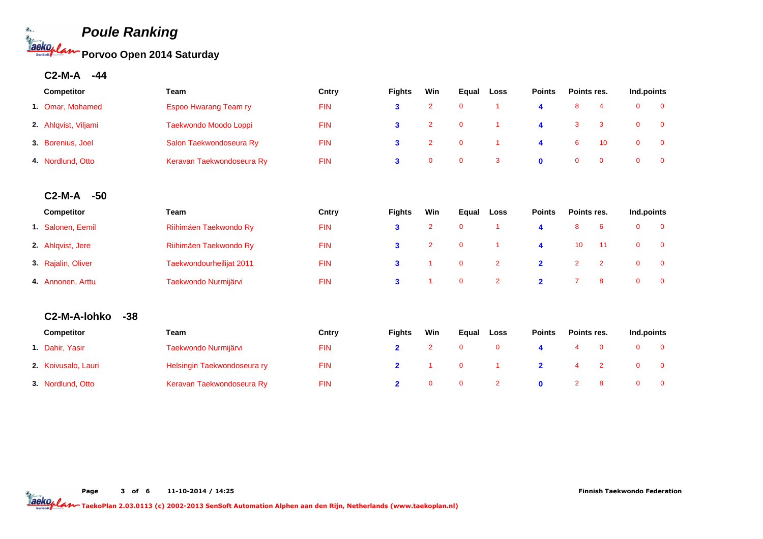# Poule Ranking

## Porvoo Open 2014 Saturday

### C2-M-A -44

| | Competitor | Team | Cntry | Fights | Win | Equal | Loss | Points | Points res. | | Ind.points | |
|---|---|---|---|---|---|---|---|---|---|---|---|---|
| 1. | Omar, Mohamed | Espoo Hwarang Team ry | FIN | 3 | 2 | 0 | 1 | 4 | 8 | 4 | 0 | 0 |
| 2. | Ahlqvist, Viljami | Taekwondo Moodo Loppi | FIN | 3 | 2 | 0 | 1 | 4 | 3 | 3 | 0 | 0 |
| 3. | Borenius, Joel | Salon Taekwondoseura Ry | FIN | 3 | 2 | 0 | 1 | 4 | 6 | 10 | 0 | 0 |
| 4. | Nordlund, Otto | Keravan Taekwondoseura Ry | FIN | 3 | 0 | 0 | 3 | 0 | 0 | 0 | 0 | 0 |

### C2-M-A -50

| | Competitor | Team | Cntry | Fights | Win | Equal | Loss | Points | Points res. | | Ind.points | |
|---|---|---|---|---|---|---|---|---|---|---|---|---|
| 1. | Salonen, Eemil | Riihimäen Taekwondo Ry | FIN | 3 | 2 | 0 | 1 | 4 | 8 | 6 | 0 | 0 |
| 2. | Ahlqvist, Jere | Riihimäen Taekwondo Ry | FIN | 3 | 2 | 0 | 1 | 4 | 10 | 11 | 0 | 0 |
| 3. | Rajalin, Oliver | Taekwondourheilijat 2011 | FIN | 3 | 1 | 0 | 2 | 2 | 2 | 2 | 0 | 0 |
| 4. | Annonen, Arttu | Taekwondo Nurmijärvi | FIN | 3 | 1 | 0 | 2 | 2 | 7 | 8 | 0 | 0 |

### C2-M-A-lohko -38

| | Competitor | Team | Cntry | Fights | Win | Equal | Loss | Points | Points res. | | Ind.points | |
|---|---|---|---|---|---|---|---|---|---|---|---|---|
| 1. | Dahir, Yasir | Taekwondo Nurmijärvi | FIN | 2 | 2 | 0 | 0 | 4 | 4 | 0 | 0 | 0 |
| 2. | Koivusalo, Lauri | Helsingin Taekwondoseura ry | FIN | 2 | 1 | 0 | 1 | 2 | 4 | 2 | 0 | 0 |
| 3. | Nordlund, Otto | Keravan Taekwondoseura Ry | FIN | 2 | 0 | 0 | 2 | 0 | 2 | 8 | 0 | 0 |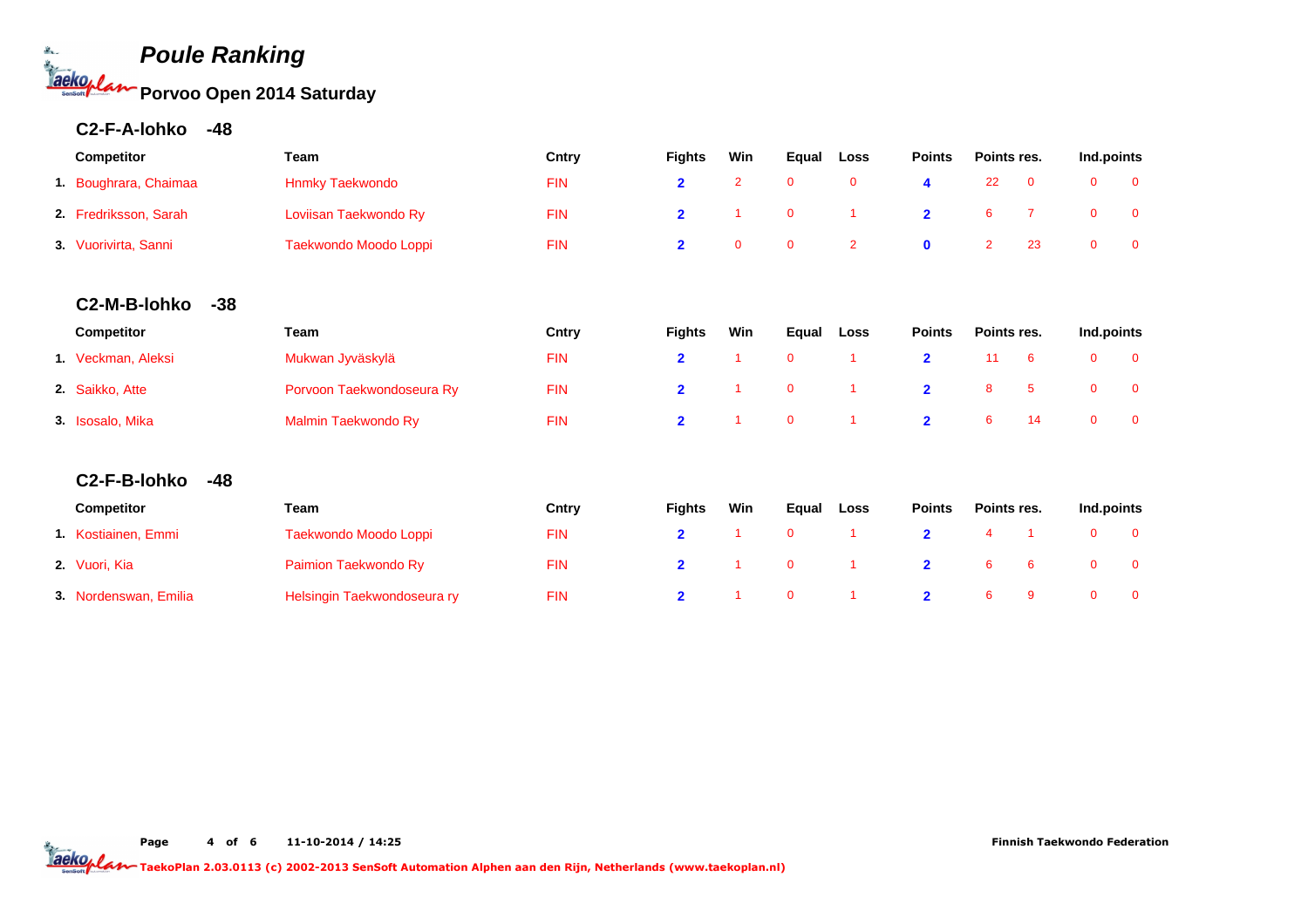# Poule Ranking

## Porvoo Open 2014 Saturday

### C2-F-A-lohko -48

| | Competitor | Team | Cntry | Fights | Win | Equal | Loss | Points | Points res. | | Ind.points | |
|---|---|---|---|---|---|---|---|---|---|---|---|---|
| 1. | Boughrara, Chaimaa | Hnmky Taekwondo | FIN | 2 | 2 | 0 | 0 | 4 | 22 | 0 | 0 | 0 |
| 2. | Fredriksson, Sarah | Loviisan Taekwondo Ry | FIN | 2 | 1 | 0 | 1 | 2 | 6 | 7 | 0 | 0 |
| 3. | Vuorivirta, Sanni | Taekwondo Moodo Loppi | FIN | 2 | 0 | 0 | 2 | 0 | 2 | 23 | 0 | 0 |

### C2-M-B-lohko -38

| | Competitor | Team | Cntry | Fights | Win | Equal | Loss | Points | Points res. | | Ind.points | |
|---|---|---|---|---|---|---|---|---|---|---|---|---|
| 1. | Veckman, Aleksi | Mukwan Jyväskylä | FIN | 2 | 1 | 0 | 1 | 2 | 11 | 6 | 0 | 0 |
| 2. | Saikko, Atte | Porvoon Taekwondoseura Ry | FIN | 2 | 1 | 0 | 1 | 2 | 8 | 5 | 0 | 0 |
| 3. | Isosalo, Mika | Malmin Taekwondo Ry | FIN | 2 | 1 | 0 | 1 | 2 | 6 | 14 | 0 | 0 |

### C2-F-B-lohko -48

| | Competitor | Team | Cntry | Fights | Win | Equal | Loss | Points | Points res. | | Ind.points | |
|---|---|---|---|---|---|---|---|---|---|---|---|---|
| 1. | Kostiainen, Emmi | Taekwondo Moodo Loppi | FIN | 2 | 1 | 0 | 1 | 2 | 4 | 1 | 0 | 0 |
| 2. | Vuori, Kia | Paimion Taekwondo Ry | FIN | 2 | 1 | 0 | 1 | 2 | 6 | 6 | 0 | 0 |
| 3. | Nordenswan, Emilia | Helsingin Taekwondoseura ry | FIN | 2 | 1 | 0 | 1 | 2 | 6 | 9 | 0 | 0 |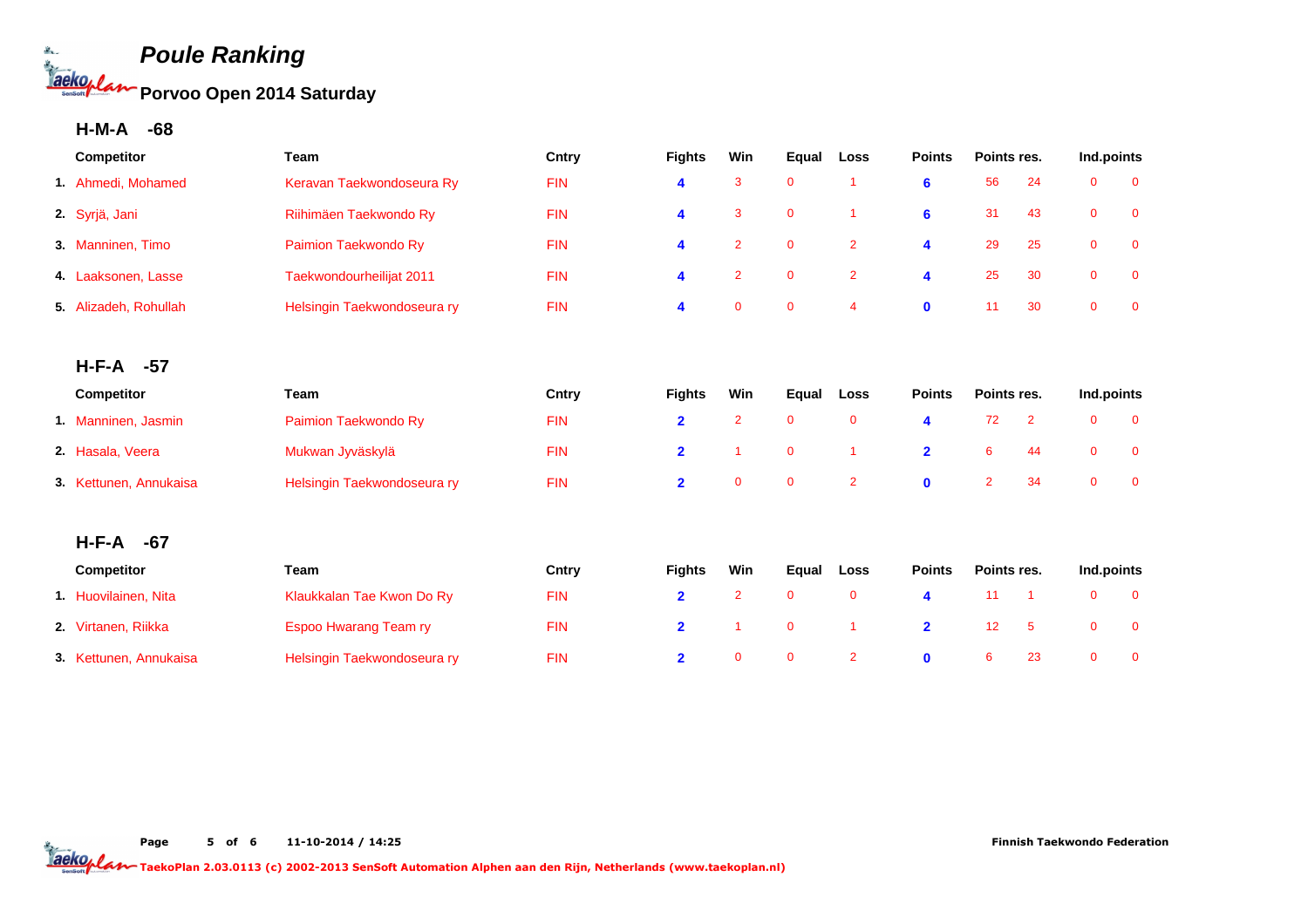# Poule Ranking

## Porvoo Open 2014 Saturday

### H-M-A -68

| | Competitor | Team | Cntry | Fights | Win | Equal | Loss | Points | Points res. | | Ind.points | |
|---|---|---|---|---|---|---|---|---|---|---|---|---|
| 1. | Ahmedi, Mohamed | Keravan Taekwondoseura Ry | FIN | 4 | 3 | 0 | 1 | 6 | 56 | 24 | 0 | 0 |
| 2. | Syrjä, Jani | Riihimäen Taekwondo Ry | FIN | 4 | 3 | 0 | 1 | 6 | 31 | 43 | 0 | 0 |
| 3. | Manninen, Timo | Paimion Taekwondo Ry | FIN | 4 | 2 | 0 | 2 | 4 | 29 | 25 | 0 | 0 |
| 4. | Laaksonen, Lasse | Taekwondourheilijat 2011 | FIN | 4 | 2 | 0 | 2 | 4 | 25 | 30 | 0 | 0 |
| 5. | Alizadeh, Rohullah | Helsingin Taekwondoseura ry | FIN | 4 | 0 | 0 | 4 | 0 | 11 | 30 | 0 | 0 |

### H-F-A -57

| | Competitor | Team | Cntry | Fights | Win | Equal | Loss | Points | Points res. | | Ind.points | |
|---|---|---|---|---|---|---|---|---|---|---|---|---|
| 1. | Manninen, Jasmin | Paimion Taekwondo Ry | FIN | 2 | 2 | 0 | 0 | 4 | 72 | 2 | 0 | 0 |
| 2. | Hasala, Veera | Mukwan Jyväskylä | FIN | 2 | 1 | 0 | 1 | 2 | 6 | 44 | 0 | 0 |
| 3. | Kettunen, Annukaisa | Helsingin Taekwondoseura ry | FIN | 2 | 0 | 0 | 2 | 0 | 2 | 34 | 0 | 0 |

### H-F-A -67

| | Competitor | Team | Cntry | Fights | Win | Equal | Loss | Points | Points res. | | Ind.points | |
|---|---|---|---|---|---|---|---|---|---|---|---|---|
| 1. | Huovilainen, Nita | Klaukkalan Tae Kwon Do Ry | FIN | 2 | 2 | 0 | 0 | 4 | 11 | 1 | 0 | 0 |
| 2. | Virtanen, Riikka | Espoo Hwarang Team ry | FIN | 2 | 1 | 0 | 1 | 2 | 12 | 5 | 0 | 0 |
| 3. | Kettunen, Annukaisa | Helsingin Taekwondoseura ry | FIN | 2 | 0 | 0 | 2 | 0 | 6 | 23 | 0 | 0 |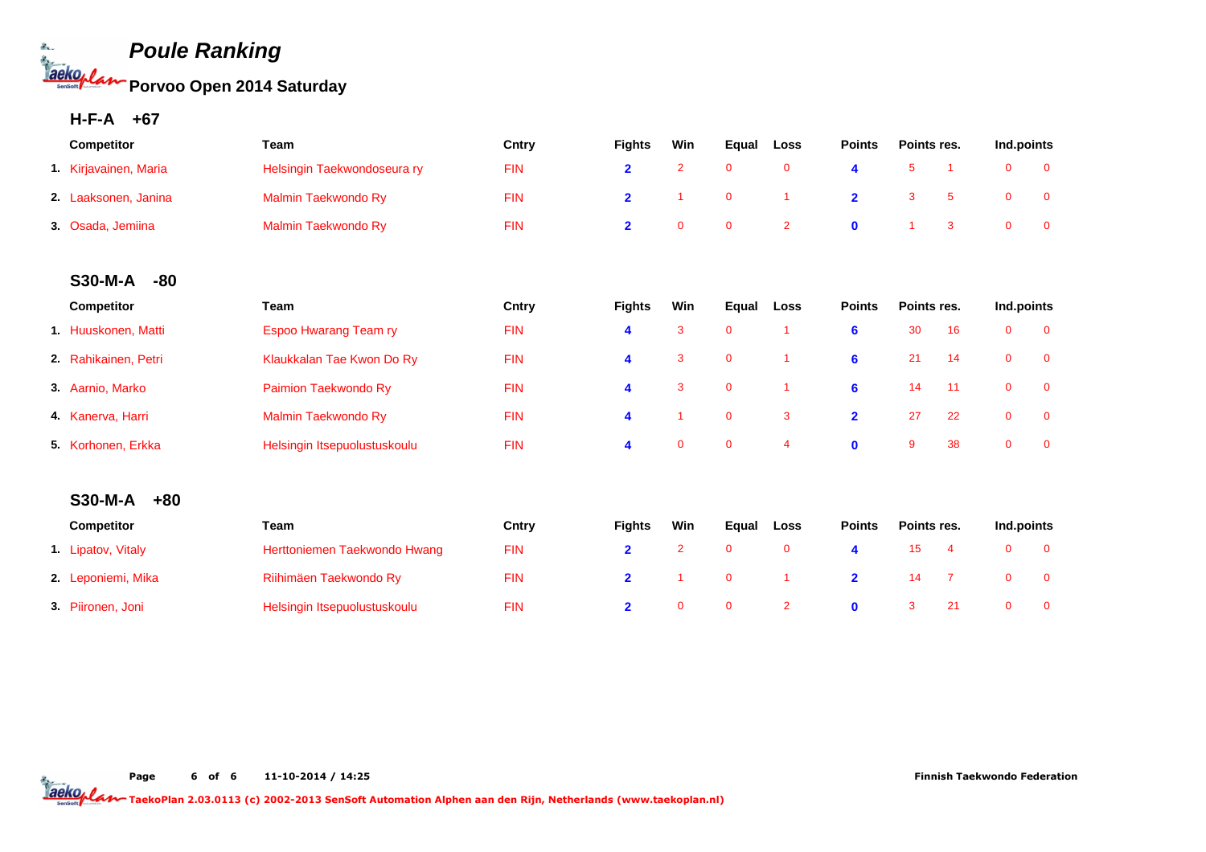# Poule Ranking

## Porvoo Open 2014 Saturday

### H-F-A +67

| | Competitor | Team | Cntry | Fights | Win | Equal | Loss | Points | Points res. | | Ind.points | |
|---|---|---|---|---|---|---|---|---|---|---|---|---|
| 1. | Kirjavainen, Maria | Helsingin Taekwondoseura ry | FIN | 2 | 2 | 0 | 0 | 4 | 5 | 1 | 0 | 0 |
| 2. | Laaksonen, Janina | Malmin Taekwondo Ry | FIN | 2 | 1 | 0 | 1 | 2 | 3 | 5 | 0 | 0 |
| 3. | Osada, Jemiina | Malmin Taekwondo Ry | FIN | 2 | 0 | 0 | 2 | 0 | 1 | 3 | 0 | 0 |

### S30-M-A -80

| | Competitor | Team | Cntry | Fights | Win | Equal | Loss | Points | Points res. | | Ind.points | |
|---|---|---|---|---|---|---|---|---|---|---|---|---|
| 1. | Huuskonen, Matti | Espoo Hwarang Team ry | FIN | 4 | 3 | 0 | 1 | 6 | 30 | 16 | 0 | 0 |
| 2. | Rahikainen, Petri | Klaukkalan Tae Kwon Do Ry | FIN | 4 | 3 | 0 | 1 | 6 | 21 | 14 | 0 | 0 |
| 3. | Aarnio, Marko | Paimion Taekwondo Ry | FIN | 4 | 3 | 0 | 1 | 6 | 14 | 11 | 0 | 0 |
| 4. | Kanerva, Harri | Malmin Taekwondo Ry | FIN | 4 | 1 | 0 | 3 | 2 | 27 | 22 | 0 | 0 |
| 5. | Korhonen, Erkka | Helsingin Itsepuolustuskoulu | FIN | 4 | 0 | 0 | 4 | 0 | 9 | 38 | 0 | 0 |

### S30-M-A +80

| | Competitor | Team | Cntry | Fights | Win | Equal | Loss | Points | Points res. | | Ind.points | |
|---|---|---|---|---|---|---|---|---|---|---|---|---|
| 1. | Lipatov, Vitaly | Herttoniemen Taekwondo Hwang | FIN | 2 | 2 | 0 | 0 | 4 | 15 | 4 | 0 | 0 |
| 2. | Leponiemi, Mika | Riihimäen Taekwondo Ry | FIN | 2 | 1 | 0 | 1 | 2 | 14 | 7 | 0 | 0 |
| 3. | Piironen, Joni | Helsingin Itsepuolustuskoulu | FIN | 2 | 0 | 0 | 2 | 0 | 3 | 21 | 0 | 0 |

11-10-2014 / 14:25 — Finnish Taekwondo Federation

TaekoPlan 2.03.0113 (c) 2002-2013 SenSoft Automation Alphen aan den Rijn, Netherlands (www.taekoplan.nl)